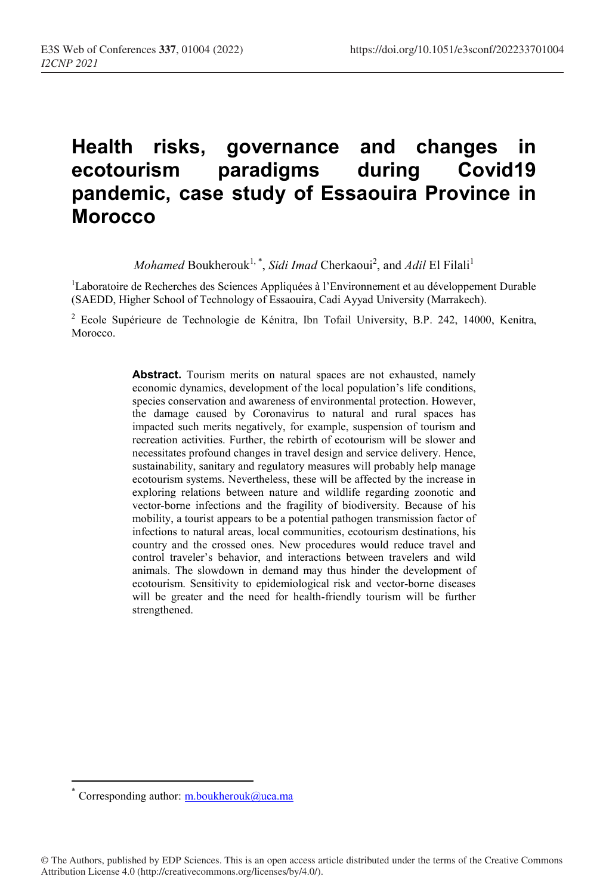# Health risks, governance and changes in ecotourism paradigms during Covid19 pandemic, case study of Essaouira Province in Morocco

*Mohamed* Boukherouk[1,*], *Sidi Imad* Cherkaoui[2], and *Adil* El Filali[1]

[1]Laboratoire de Recherches des Sciences Appliquées à l'Environnement et au développement Durable (SAEDD, Higher School of Technology of Essaouira, Cadi Ayyad University (Marrakech).

[2] Ecole Supérieure de Technologie de Kénitra, Ibn Tofail University, B.P. 242, 14000, Kenitra, Morocco.

**Abstract.** Tourism merits on natural spaces are not exhausted, namely economic dynamics, development of the local population's life conditions, species conservation and awareness of environmental protection. However, the damage caused by Coronavirus to natural and rural spaces has impacted such merits negatively, for example, suspension of tourism and recreation activities. Further, the rebirth of ecotourism will be slower and necessitates profound changes in travel design and service delivery. Hence, sustainability, sanitary and regulatory measures will probably help manage ecotourism systems. Nevertheless, these will be affected by the increase in exploring relations between nature and wildlife regarding zoonotic and vector-borne infections and the fragility of biodiversity. Because of his mobility, a tourist appears to be a potential pathogen transmission factor of infections to natural areas, local communities, ecotourism destinations, his country and the crossed ones. New procedures would reduce travel and control traveler's behavior, and interactions between travelers and wild animals. The slowdown in demand may thus hinder the development of ecotourism. Sensitivity to epidemiological risk and vector-borne diseases will be greater and the need for health-friendly tourism will be further strengthened.

[*] Corresponding author: m.boukherouk@uca.ma

© The Authors, published by EDP Sciences. This is an open access article distributed under the terms of the Creative Commons Attribution License 4.0 (http://creativecommons.org/licenses/by/4.0/).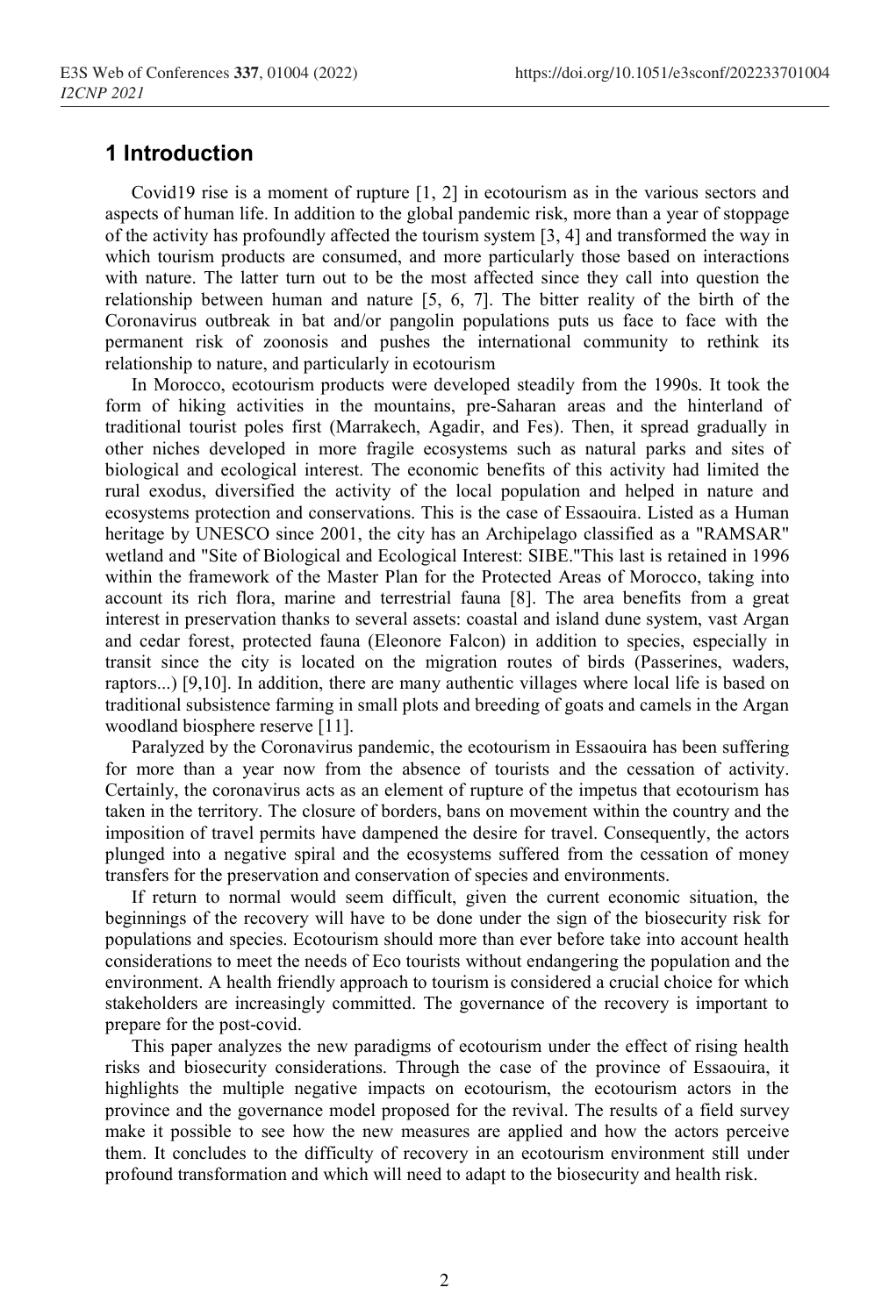## 1 Introduction

Covid19 rise is a moment of rupture [1, 2] in ecotourism as in the various sectors and aspects of human life. In addition to the global pandemic risk, more than a year of stoppage of the activity has profoundly affected the tourism system [3, 4] and transformed the way in which tourism products are consumed, and more particularly those based on interactions with nature. The latter turn out to be the most affected since they call into question the relationship between human and nature [5, 6, 7]. The bitter reality of the birth of the Coronavirus outbreak in bat and/or pangolin populations puts us face to face with the permanent risk of zoonosis and pushes the international community to rethink its relationship to nature, and particularly in ecotourism

In Morocco, ecotourism products were developed steadily from the 1990s. It took the form of hiking activities in the mountains, pre-Saharan areas and the hinterland of traditional tourist poles first (Marrakech, Agadir, and Fes). Then, it spread gradually in other niches developed in more fragile ecosystems such as natural parks and sites of biological and ecological interest. The economic benefits of this activity had limited the rural exodus, diversified the activity of the local population and helped in nature and ecosystems protection and conservations. This is the case of Essaouira. Listed as a Human heritage by UNESCO since 2001, the city has an Archipelago classified as a "RAMSAR" wetland and "Site of Biological and Ecological Interest: SIBE."This last is retained in 1996 within the framework of the Master Plan for the Protected Areas of Morocco, taking into account its rich flora, marine and terrestrial fauna [8]. The area benefits from a great interest in preservation thanks to several assets: coastal and island dune system, vast Argan and cedar forest, protected fauna (Eleonore Falcon) in addition to species, especially in transit since the city is located on the migration routes of birds (Passerines, waders, raptors...) [9,10]. In addition, there are many authentic villages where local life is based on traditional subsistence farming in small plots and breeding of goats and camels in the Argan woodland biosphere reserve [11].

Paralyzed by the Coronavirus pandemic, the ecotourism in Essaouira has been suffering for more than a year now from the absence of tourists and the cessation of activity. Certainly, the coronavirus acts as an element of rupture of the impetus that ecotourism has taken in the territory. The closure of borders, bans on movement within the country and the imposition of travel permits have dampened the desire for travel. Consequently, the actors plunged into a negative spiral and the ecosystems suffered from the cessation of money transfers for the preservation and conservation of species and environments.

If return to normal would seem difficult, given the current economic situation, the beginnings of the recovery will have to be done under the sign of the biosecurity risk for populations and species. Ecotourism should more than ever before take into account health considerations to meet the needs of Eco tourists without endangering the population and the environment. A health friendly approach to tourism is considered a crucial choice for which stakeholders are increasingly committed. The governance of the recovery is important to prepare for the post-covid.

This paper analyzes the new paradigms of ecotourism under the effect of rising health risks and biosecurity considerations. Through the case of the province of Essaouira, it highlights the multiple negative impacts on ecotourism, the ecotourism actors in the province and the governance model proposed for the revival. The results of a field survey make it possible to see how the new measures are applied and how the actors perceive them. It concludes to the difficulty of recovery in an ecotourism environment still under profound transformation and which will need to adapt to the biosecurity and health risk.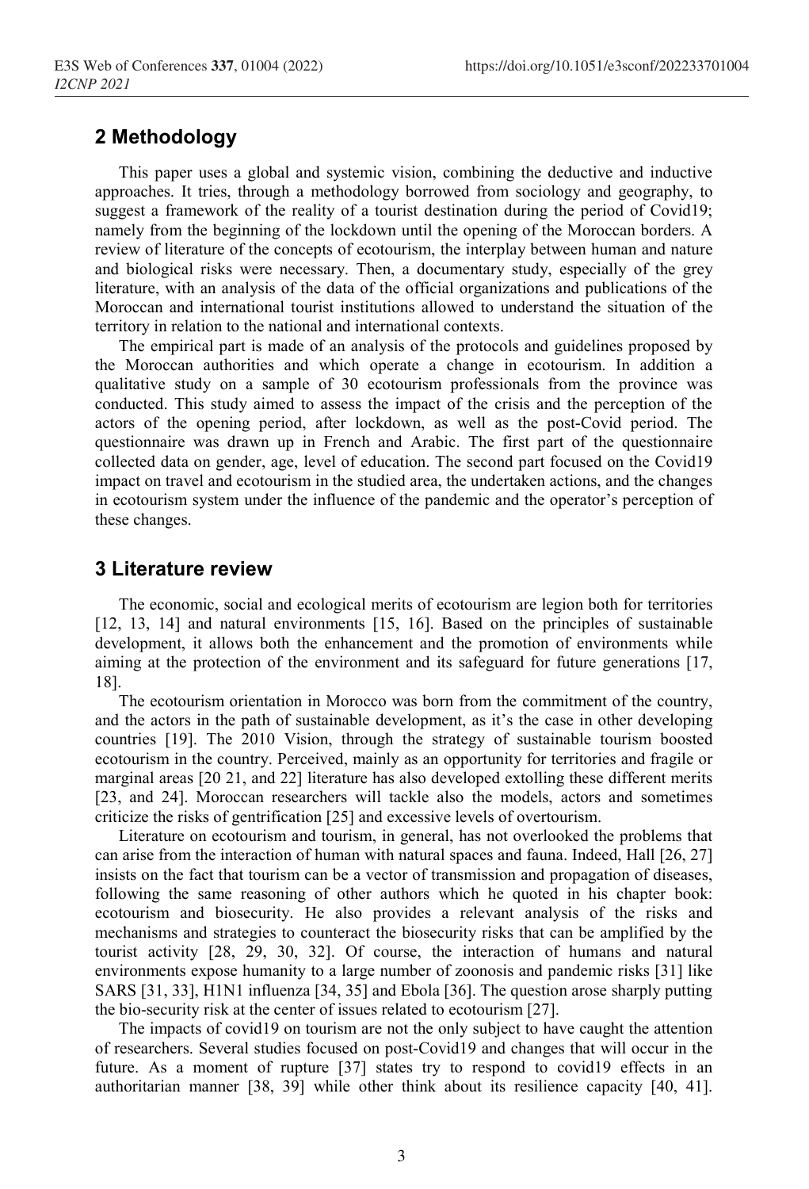## 2 Methodology

This paper uses a global and systemic vision, combining the deductive and inductive approaches. It tries, through a methodology borrowed from sociology and geography, to suggest a framework of the reality of a tourist destination during the period of Covid19; namely from the beginning of the lockdown until the opening of the Moroccan borders. A review of literature of the concepts of ecotourism, the interplay between human and nature and biological risks were necessary. Then, a documentary study, especially of the grey literature, with an analysis of the data of the official organizations and publications of the Moroccan and international tourist institutions allowed to understand the situation of the territory in relation to the national and international contexts.

The empirical part is made of an analysis of the protocols and guidelines proposed by the Moroccan authorities and which operate a change in ecotourism. In addition a qualitative study on a sample of 30 ecotourism professionals from the province was conducted. This study aimed to assess the impact of the crisis and the perception of the actors of the opening period, after lockdown, as well as the post-Covid period. The questionnaire was drawn up in French and Arabic. The first part of the questionnaire collected data on gender, age, level of education. The second part focused on the Covid19 impact on travel and ecotourism in the studied area, the undertaken actions, and the changes in ecotourism system under the influence of the pandemic and the operator's perception of these changes.

## 3 Literature review

The economic, social and ecological merits of ecotourism are legion both for territories [12, 13, 14] and natural environments [15, 16]. Based on the principles of sustainable development, it allows both the enhancement and the promotion of environments while aiming at the protection of the environment and its safeguard for future generations [17, 18].

The ecotourism orientation in Morocco was born from the commitment of the country, and the actors in the path of sustainable development, as it's the case in other developing countries [19]. The 2010 Vision, through the strategy of sustainable tourism boosted ecotourism in the country. Perceived, mainly as an opportunity for territories and fragile or marginal areas [20 21, and 22] literature has also developed extolling these different merits [23, and 24]. Moroccan researchers will tackle also the models, actors and sometimes criticize the risks of gentrification [25] and excessive levels of overtourism.

Literature on ecotourism and tourism, in general, has not overlooked the problems that can arise from the interaction of human with natural spaces and fauna. Indeed, Hall [26, 27] insists on the fact that tourism can be a vector of transmission and propagation of diseases, following the same reasoning of other authors which he quoted in his chapter book: ecotourism and biosecurity. He also provides a relevant analysis of the risks and mechanisms and strategies to counteract the biosecurity risks that can be amplified by the tourist activity [28, 29, 30, 32]. Of course, the interaction of humans and natural environments expose humanity to a large number of zoonosis and pandemic risks [31] like SARS [31, 33], H1N1 influenza [34, 35] and Ebola [36]. The question arose sharply putting the bio-security risk at the center of issues related to ecotourism [27].

The impacts of covid19 on tourism are not the only subject to have caught the attention of researchers. Several studies focused on post-Covid19 and changes that will occur in the future. As a moment of rupture [37] states try to respond to covid19 effects in an authoritarian manner [38, 39] while other think about its resilience capacity [40, 41].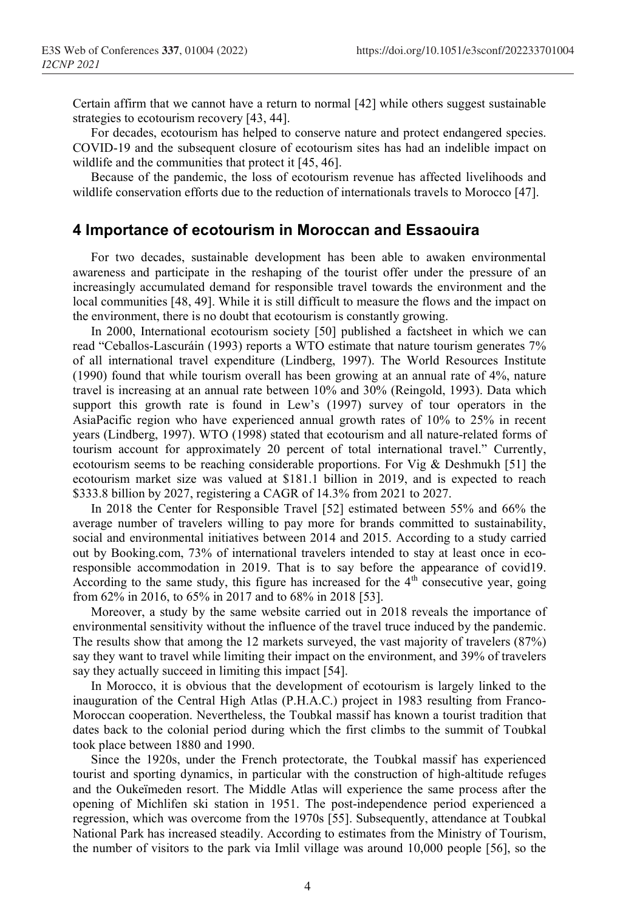Certain affirm that we cannot have a return to normal [42] while others suggest sustainable strategies to ecotourism recovery [43, 44].

For decades, ecotourism has helped to conserve nature and protect endangered species. COVID-19 and the subsequent closure of ecotourism sites has had an indelible impact on wildlife and the communities that protect it [45, 46].

Because of the pandemic, the loss of ecotourism revenue has affected livelihoods and wildlife conservation efforts due to the reduction of internationals travels to Morocco [47].

## 4 Importance of ecotourism in Moroccan and Essaouira

For two decades, sustainable development has been able to awaken environmental awareness and participate in the reshaping of the tourist offer under the pressure of an increasingly accumulated demand for responsible travel towards the environment and the local communities [48, 49]. While it is still difficult to measure the flows and the impact on the environment, there is no doubt that ecotourism is constantly growing.

In 2000, International ecotourism society [50] published a factsheet in which we can read "Ceballos-Lascuráin (1993) reports a WTO estimate that nature tourism generates 7% of all international travel expenditure (Lindberg, 1997). The World Resources Institute (1990) found that while tourism overall has been growing at an annual rate of 4%, nature travel is increasing at an annual rate between 10% and 30% (Reingold, 1993). Data which support this growth rate is found in Lew's (1997) survey of tour operators in the AsiaPacific region who have experienced annual growth rates of 10% to 25% in recent years (Lindberg, 1997). WTO (1998) stated that ecotourism and all nature-related forms of tourism account for approximately 20 percent of total international travel." Currently, ecotourism seems to be reaching considerable proportions. For Vig & Deshmukh [51] the ecotourism market size was valued at \$181.1 billion in 2019, and is expected to reach \$333.8 billion by 2027, registering a CAGR of 14.3% from 2021 to 2027.

In 2018 the Center for Responsible Travel [52] estimated between 55% and 66% the average number of travelers willing to pay more for brands committed to sustainability, social and environmental initiatives between 2014 and 2015. According to a study carried out by Booking.com, 73% of international travelers intended to stay at least once in eco-responsible accommodation in 2019. That is to say before the appearance of covid19. According to the same study, this figure has increased for the 4th consecutive year, going from 62% in 2016, to 65% in 2017 and to 68% in 2018 [53].

Moreover, a study by the same website carried out in 2018 reveals the importance of environmental sensitivity without the influence of the travel truce induced by the pandemic. The results show that among the 12 markets surveyed, the vast majority of travelers (87%) say they want to travel while limiting their impact on the environment, and 39% of travelers say they actually succeed in limiting this impact [54].

In Morocco, it is obvious that the development of ecotourism is largely linked to the inauguration of the Central High Atlas (P.H.A.C.) project in 1983 resulting from Franco-Moroccan cooperation. Nevertheless, the Toubkal massif has known a tourist tradition that dates back to the colonial period during which the first climbs to the summit of Toubkal took place between 1880 and 1990.

Since the 1920s, under the French protectorate, the Toubkal massif has experienced tourist and sporting dynamics, in particular with the construction of high-altitude refuges and the Oukeïmeden resort. The Middle Atlas will experience the same process after the opening of Michlifen ski station in 1951. The post-independence period experienced a regression, which was overcome from the 1970s [55]. Subsequently, attendance at Toubkal National Park has increased steadily. According to estimates from the Ministry of Tourism, the number of visitors to the park via Imlil village was around 10,000 people [56], so the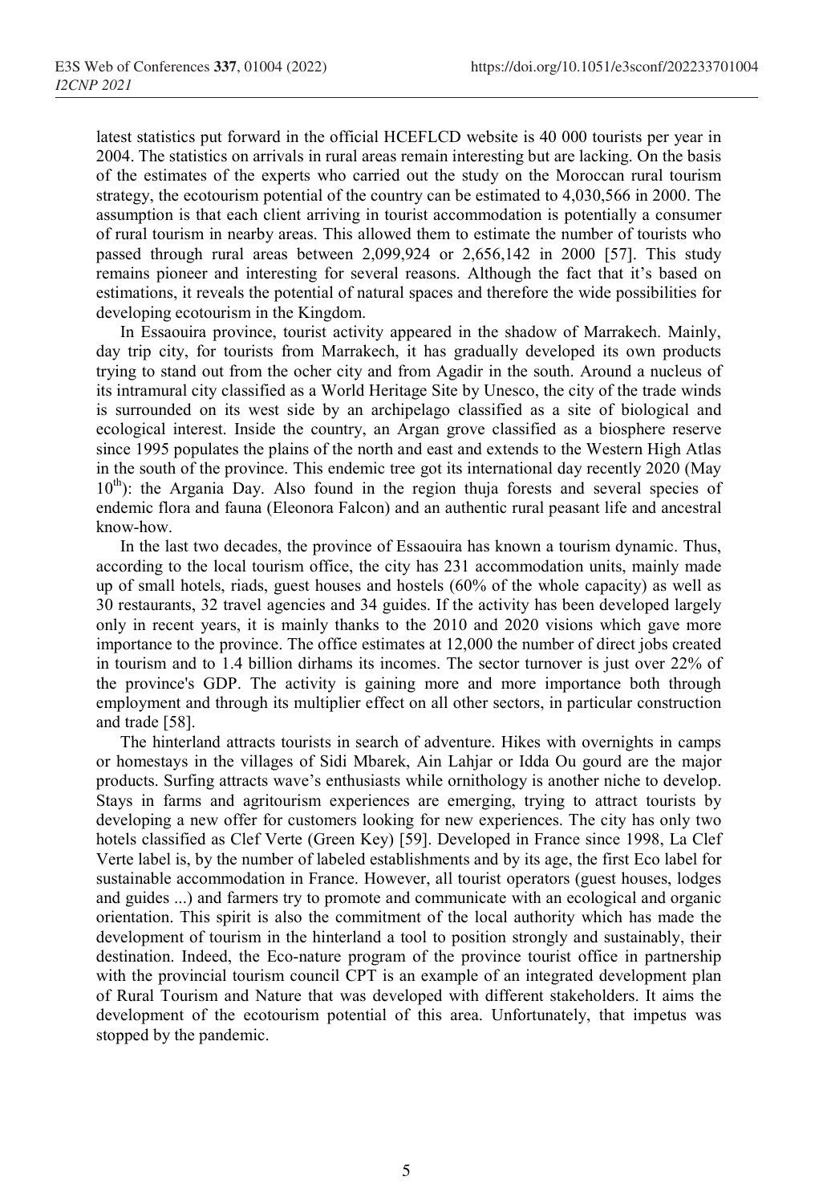latest statistics put forward in the official HCEFLCD website is 40 000 tourists per year in 2004. The statistics on arrivals in rural areas remain interesting but are lacking. On the basis of the estimates of the experts who carried out the study on the Moroccan rural tourism strategy, the ecotourism potential of the country can be estimated to 4,030,566 in 2000. The assumption is that each client arriving in tourist accommodation is potentially a consumer of rural tourism in nearby areas. This allowed them to estimate the number of tourists who passed through rural areas between 2,099,924 or 2,656,142 in 2000 [57]. This study remains pioneer and interesting for several reasons. Although the fact that it's based on estimations, it reveals the potential of natural spaces and therefore the wide possibilities for developing ecotourism in the Kingdom.

In Essaouira province, tourist activity appeared in the shadow of Marrakech. Mainly, day trip city, for tourists from Marrakech, it has gradually developed its own products trying to stand out from the ocher city and from Agadir in the south. Around a nucleus of its intramural city classified as a World Heritage Site by Unesco, the city of the trade winds is surrounded on its west side by an archipelago classified as a site of biological and ecological interest. Inside the country, an Argan grove classified as a biosphere reserve since 1995 populates the plains of the north and east and extends to the Western High Atlas in the south of the province. This endemic tree got its international day recently 2020 (May 10th): the Argania Day. Also found in the region thuja forests and several species of endemic flora and fauna (Eleonora Falcon) and an authentic rural peasant life and ancestral know-how.

In the last two decades, the province of Essaouira has known a tourism dynamic. Thus, according to the local tourism office, the city has 231 accommodation units, mainly made up of small hotels, riads, guest houses and hostels (60% of the whole capacity) as well as 30 restaurants, 32 travel agencies and 34 guides. If the activity has been developed largely only in recent years, it is mainly thanks to the 2010 and 2020 visions which gave more importance to the province. The office estimates at 12,000 the number of direct jobs created in tourism and to 1.4 billion dirhams its incomes. The sector turnover is just over 22% of the province's GDP. The activity is gaining more and more importance both through employment and through its multiplier effect on all other sectors, in particular construction and trade [58].

The hinterland attracts tourists in search of adventure. Hikes with overnights in camps or homestays in the villages of Sidi Mbarek, Ain Lahjar or Idda Ou gourd are the major products. Surfing attracts wave's enthusiasts while ornithology is another niche to develop. Stays in farms and agritourism experiences are emerging, trying to attract tourists by developing a new offer for customers looking for new experiences. The city has only two hotels classified as Clef Verte (Green Key) [59]. Developed in France since 1998, La Clef Verte label is, by the number of labeled establishments and by its age, the first Eco label for sustainable accommodation in France. However, all tourist operators (guest houses, lodges and guides ...) and farmers try to promote and communicate with an ecological and organic orientation. This spirit is also the commitment of the local authority which has made the development of tourism in the hinterland a tool to position strongly and sustainably, their destination. Indeed, the Eco-nature program of the province tourist office in partnership with the provincial tourism council CPT is an example of an integrated development plan of Rural Tourism and Nature that was developed with different stakeholders. It aims the development of the ecotourism potential of this area. Unfortunately, that impetus was stopped by the pandemic.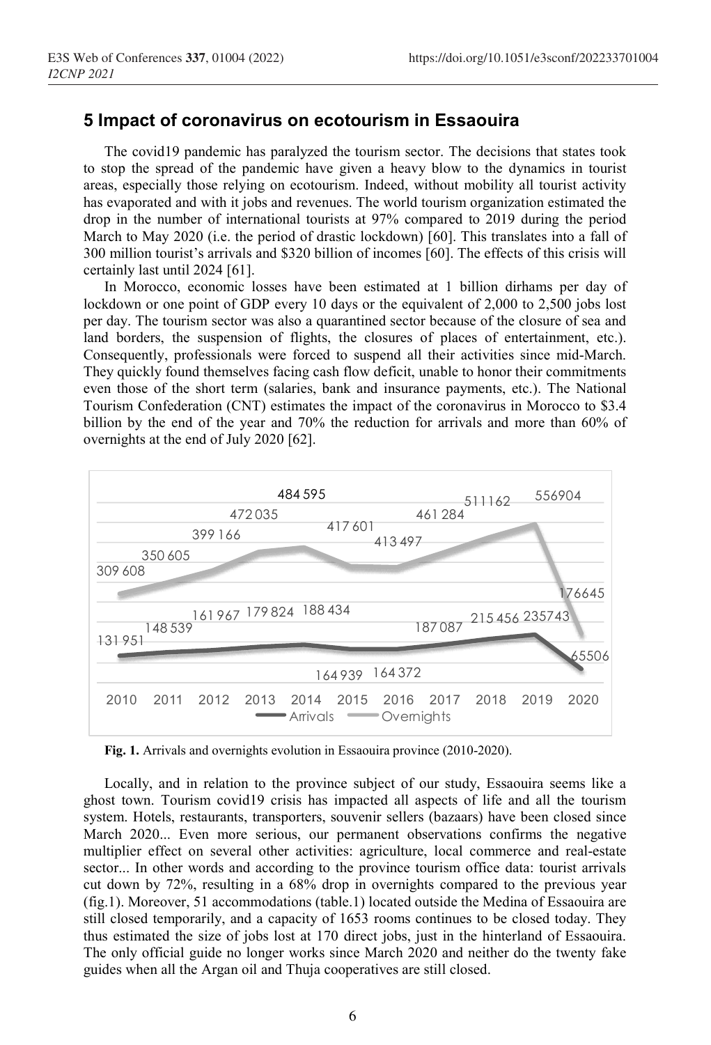## 5 Impact of coronavirus on ecotourism in Essaouira

The covid19 pandemic has paralyzed the tourism sector. The decisions that states took to stop the spread of the pandemic have given a heavy blow to the dynamics in tourist areas, especially those relying on ecotourism. Indeed, without mobility all tourist activity has evaporated and with it jobs and revenues. The world tourism organization estimated the drop in the number of international tourists at 97% compared to 2019 during the period March to May 2020 (i.e. the period of drastic lockdown) [60]. This translates into a fall of 300 million tourist's arrivals and \$320 billion of incomes [60]. The effects of this crisis will certainly last until 2024 [61].

In Morocco, economic losses have been estimated at 1 billion dirhams per day of lockdown or one point of GDP every 10 days or the equivalent of 2,000 to 2,500 jobs lost per day. The tourism sector was also a quarantined sector because of the closure of sea and land borders, the suspension of flights, the closures of places of entertainment, etc.). Consequently, professionals were forced to suspend all their activities since mid-March. They quickly found themselves facing cash flow deficit, unable to honor their commitments even those of the short term (salaries, bank and insurance payments, etc.). The National Tourism Confederation (CNT) estimates the impact of the coronavirus in Morocco to \$3.4 billion by the end of the year and 70% the reduction for arrivals and more than 60% of overnights at the end of July 2020 [62].

| Year | Arrivals | Overnights |
|---|---|---|
| 2010 | 131 951 | 309 608 |
| 2011 | 148 539 | 350 605 |
| 2012 | 161 967 | 399 166 |
| 2013 | 179 824 | 472 035 |
| 2014 | 188 434 | 484 595 |
| 2015 | 164 939 | 417 601 |
| 2016 | 164 372 | 413 497 |
| 2017 | 187 087 | 461 284 |
| 2018 | 215 456 | 511162 |
| 2019 | 235743 | 556904 |
| 2020 | 65506 | 176645 |

**Fig. 1.** Arrivals and overnights evolution in Essaouira province (2010-2020).

Locally, and in relation to the province subject of our study, Essaouira seems like a ghost town. Tourism covid19 crisis has impacted all aspects of life and all the tourism system. Hotels, restaurants, transporters, souvenir sellers (bazaars) have been closed since March 2020... Even more serious, our permanent observations confirms the negative multiplier effect on several other activities: agriculture, local commerce and real-estate sector... In other words and according to the province tourism office data: tourist arrivals cut down by 72%, resulting in a 68% drop in overnights compared to the previous year (fig.1). Moreover, 51 accommodations (table.1) located outside the Medina of Essaouira are still closed temporarily, and a capacity of 1653 rooms continues to be closed today. They thus estimated the size of jobs lost at 170 direct jobs, just in the hinterland of Essaouira. The only official guide no longer works since March 2020 and neither do the twenty fake guides when all the Argan oil and Thuja cooperatives are still closed.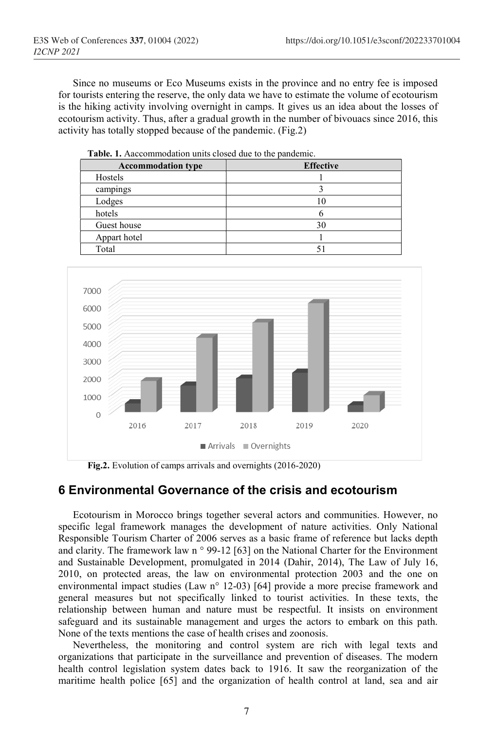Since no museums or Eco Museums exists in the province and no entry fee is imposed for tourists entering the reserve, the only data we have to estimate the volume of ecotourism is the hiking activity involving overnight in camps. It gives us an idea about the losses of ecotourism activity. Thus, after a gradual growth in the number of bivouacs since 2016, this activity has totally stopped because of the pandemic. (Fig.2)

**Table. 1.** Aaccommodation units closed due to the pandemic.

| Accommodation type | Effective |
|---|---|
| Hostels | 1 |
| campings | 3 |
| Lodges | 10 |
| hotels | 6 |
| Guest house | 30 |
| Appart hotel | 1 |
| Total | 51 |

**Fig.2.** Evolution of camps arrivals and overnights (2016-2020)

## 6 Environmental Governance of the crisis and ecotourism

Ecotourism in Morocco brings together several actors and communities. However, no specific legal framework manages the development of nature activities. Only National Responsible Tourism Charter of 2006 serves as a basic frame of reference but lacks depth and clarity. The framework law n ° 99-12 [63] on the National Charter for the Environment and Sustainable Development, promulgated in 2014 (Dahir, 2014), The Law of July 16, 2010, on protected areas, the law on environmental protection 2003 and the one on environmental impact studies (Law n° 12-03) [64] provide a more precise framework and general measures but not specifically linked to tourist activities. In these texts, the relationship between human and nature must be respectful. It insists on environment safeguard and its sustainable management and urges the actors to embark on this path. None of the texts mentions the case of health crises and zoonosis.

Nevertheless, the monitoring and control system are rich with legal texts and organizations that participate in the surveillance and prevention of diseases. The modern health control legislation system dates back to 1916. It saw the reorganization of the maritime health police [65] and the organization of health control at land, sea and air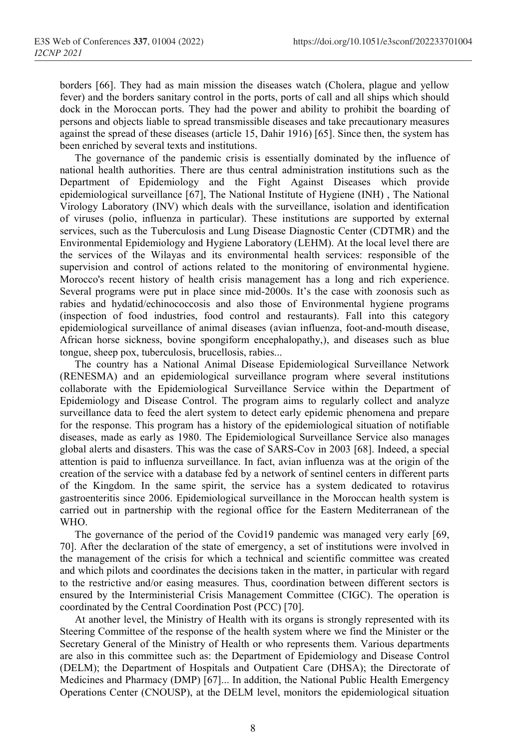borders [66]. They had as main mission the diseases watch (Cholera, plague and yellow fever) and the borders sanitary control in the ports, ports of call and all ships which should dock in the Moroccan ports. They had the power and ability to prohibit the boarding of persons and objects liable to spread transmissible diseases and take precautionary measures against the spread of these diseases (article 15, Dahir 1916) [65]. Since then, the system has been enriched by several texts and institutions.

The governance of the pandemic crisis is essentially dominated by the influence of national health authorities. There are thus central administration institutions such as the Department of Epidemiology and the Fight Against Diseases which provide epidemiological surveillance [67], The National Institute of Hygiene (INH) , The National Virology Laboratory (INV) which deals with the surveillance, isolation and identification of viruses (polio, influenza in particular). These institutions are supported by external services, such as the Tuberculosis and Lung Disease Diagnostic Center (CDTMR) and the Environmental Epidemiology and Hygiene Laboratory (LEHM). At the local level there are the services of the Wilayas and its environmental health services: responsible of the supervision and control of actions related to the monitoring of environmental hygiene. Morocco's recent history of health crisis management has a long and rich experience. Several programs were put in place since mid-2000s. It's the case with zoonosis such as rabies and hydatid/echinococcosis and also those of Environmental hygiene programs (inspection of food industries, food control and restaurants). Fall into this category epidemiological surveillance of animal diseases (avian influenza, foot-and-mouth disease, African horse sickness, bovine spongiform encephalopathy,), and diseases such as blue tongue, sheep pox, tuberculosis, brucellosis, rabies...

The country has a National Animal Disease Epidemiological Surveillance Network (RENESMA) and an epidemiological surveillance program where several institutions collaborate with the Epidemiological Surveillance Service within the Department of Epidemiology and Disease Control. The program aims to regularly collect and analyze surveillance data to feed the alert system to detect early epidemic phenomena and prepare for the response. This program has a history of the epidemiological situation of notifiable diseases, made as early as 1980. The Epidemiological Surveillance Service also manages global alerts and disasters. This was the case of SARS-Cov in 2003 [68]. Indeed, a special attention is paid to influenza surveillance. In fact, avian influenza was at the origin of the creation of the service with a database fed by a network of sentinel centers in different parts of the Kingdom. In the same spirit, the service has a system dedicated to rotavirus gastroenteritis since 2006. Epidemiological surveillance in the Moroccan health system is carried out in partnership with the regional office for the Eastern Mediterranean of the WHO.

The governance of the period of the Covid19 pandemic was managed very early [69, 70]. After the declaration of the state of emergency, a set of institutions were involved in the management of the crisis for which a technical and scientific committee was created and which pilots and coordinates the decisions taken in the matter, in particular with regard to the restrictive and/or easing measures. Thus, coordination between different sectors is ensured by the Interministerial Crisis Management Committee (CIGC). The operation is coordinated by the Central Coordination Post (PCC) [70].

At another level, the Ministry of Health with its organs is strongly represented with its Steering Committee of the response of the health system where we find the Minister or the Secretary General of the Ministry of Health or who represents them. Various departments are also in this committee such as: the Department of Epidemiology and Disease Control (DELM); the Department of Hospitals and Outpatient Care (DHSA); the Directorate of Medicines and Pharmacy (DMP) [67]... In addition, the National Public Health Emergency Operations Center (CNOUSP), at the DELM level, monitors the epidemiological situation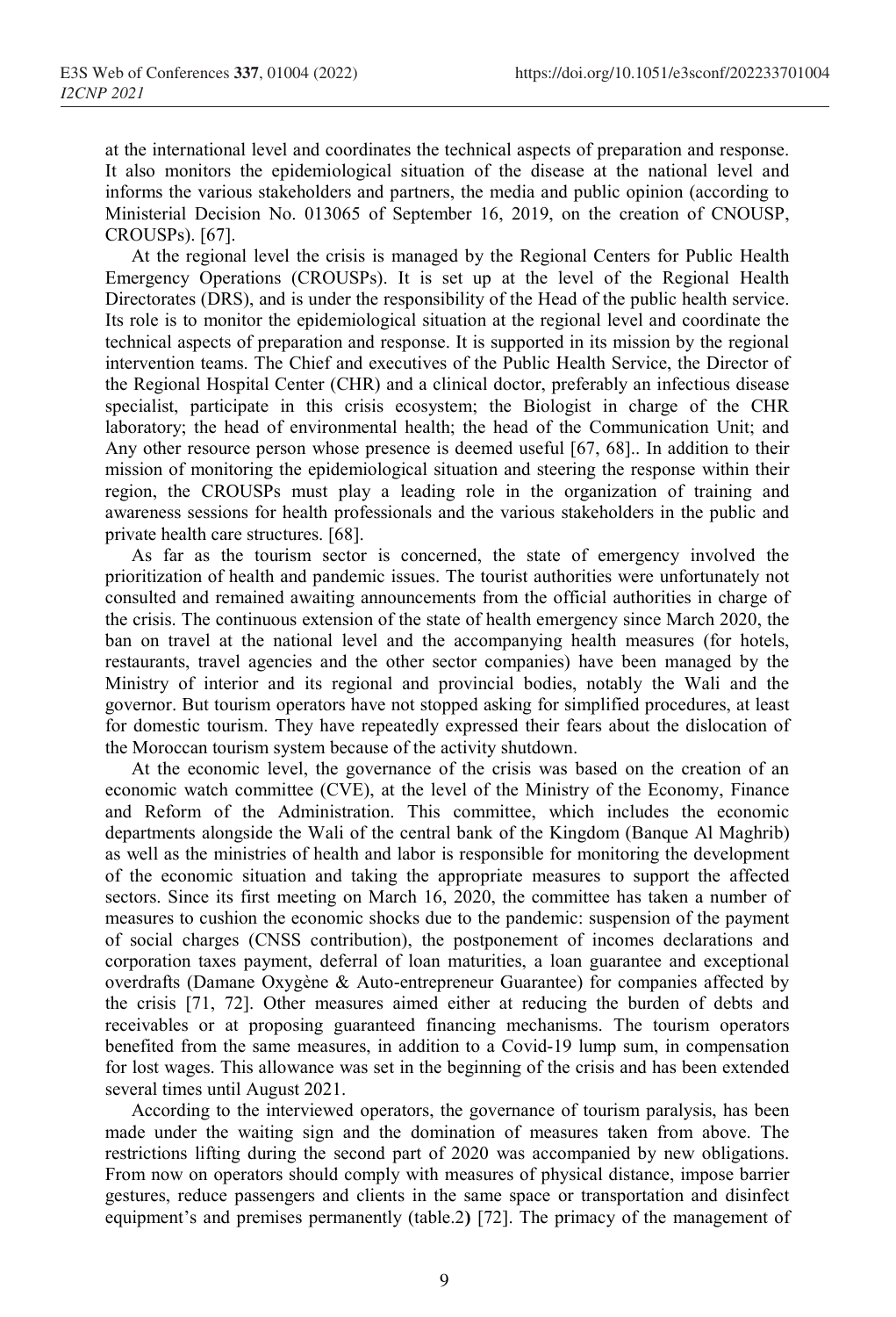at the international level and coordinates the technical aspects of preparation and response. It also monitors the epidemiological situation of the disease at the national level and informs the various stakeholders and partners, the media and public opinion (according to Ministerial Decision No. 013065 of September 16, 2019, on the creation of CNOUSP, CROUSPs). [67].

At the regional level the crisis is managed by the Regional Centers for Public Health Emergency Operations (CROUSPs). It is set up at the level of the Regional Health Directorates (DRS), and is under the responsibility of the Head of the public health service. Its role is to monitor the epidemiological situation at the regional level and coordinate the technical aspects of preparation and response. It is supported in its mission by the regional intervention teams. The Chief and executives of the Public Health Service, the Director of the Regional Hospital Center (CHR) and a clinical doctor, preferably an infectious disease specialist, participate in this crisis ecosystem; the Biologist in charge of the CHR laboratory; the head of environmental health; the head of the Communication Unit; and Any other resource person whose presence is deemed useful [67, 68].. In addition to their mission of monitoring the epidemiological situation and steering the response within their region, the CROUSPs must play a leading role in the organization of training and awareness sessions for health professionals and the various stakeholders in the public and private health care structures. [68].

As far as the tourism sector is concerned, the state of emergency involved the prioritization of health and pandemic issues. The tourist authorities were unfortunately not consulted and remained awaiting announcements from the official authorities in charge of the crisis. The continuous extension of the state of health emergency since March 2020, the ban on travel at the national level and the accompanying health measures (for hotels, restaurants, travel agencies and the other sector companies) have been managed by the Ministry of interior and its regional and provincial bodies, notably the Wali and the governor. But tourism operators have not stopped asking for simplified procedures, at least for domestic tourism. They have repeatedly expressed their fears about the dislocation of the Moroccan tourism system because of the activity shutdown.

At the economic level, the governance of the crisis was based on the creation of an economic watch committee (CVE), at the level of the Ministry of the Economy, Finance and Reform of the Administration. This committee, which includes the economic departments alongside the Wali of the central bank of the Kingdom (Banque Al Maghrib) as well as the ministries of health and labor is responsible for monitoring the development of the economic situation and taking the appropriate measures to support the affected sectors. Since its first meeting on March 16, 2020, the committee has taken a number of measures to cushion the economic shocks due to the pandemic: suspension of the payment of social charges (CNSS contribution), the postponement of incomes declarations and corporation taxes payment, deferral of loan maturities, a loan guarantee and exceptional overdrafts (Damane Oxygène & Auto-entrepreneur Guarantee) for companies affected by the crisis [71, 72]. Other measures aimed either at reducing the burden of debts and receivables or at proposing guaranteed financing mechanisms. The tourism operators benefited from the same measures, in addition to a Covid-19 lump sum, in compensation for lost wages. This allowance was set in the beginning of the crisis and has been extended several times until August 2021.

According to the interviewed operators, the governance of tourism paralysis, has been made under the waiting sign and the domination of measures taken from above. The restrictions lifting during the second part of 2020 was accompanied by new obligations. From now on operators should comply with measures of physical distance, impose barrier gestures, reduce passengers and clients in the same space or transportation and disinfect equipment's and premises permanently (table.2) [72]. The primacy of the management of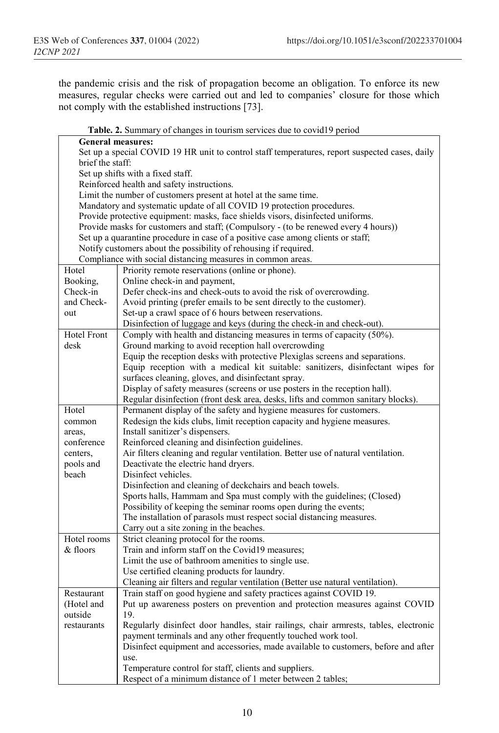the pandemic crisis and the risk of propagation become an obligation. To enforce its new measures, regular checks were carried out and led to companies' closure for those which not comply with the established instructions [73].

**Table. 2.** Summary of changes in tourism services due to covid19 period

| **General measures:** | |
|---|---|
| | Set up a special COVID 19 HR unit to control staff temperatures, report suspected cases, daily brief the staff:<br>Set up shifts with a fixed staff.<br>Reinforced health and safety instructions.<br>Limit the number of customers present at hotel at the same time.<br>Mandatory and systematic update of all COVID 19 protection procedures.<br>Provide protective equipment: masks, face shields visors, disinfected uniforms.<br>Provide masks for customers and staff; (Compulsory - (to be renewed every 4 hours))<br>Set up a quarantine procedure in case of a positive case among clients or staff;<br>Notify customers about the possibility of rehousing if required.<br>Compliance with social distancing measures in common areas. |
| Hotel Booking, Check-in and Check-out | Priority remote reservations (online or phone).<br>Online check-in and payment,<br>Defer check-ins and check-outs to avoid the risk of overcrowding.<br>Avoid printing (prefer emails to be sent directly to the customer).<br>Set-up a crawl space of 6 hours between reservations.<br>Disinfection of luggage and keys (during the check-in and check-out). |
| Hotel Front desk | Comply with health and distancing measures in terms of capacity (50%).<br>Ground marking to avoid reception hall overcrowding<br>Equip the reception desks with protective Plexiglas screens and separations.<br>Equip reception with a medical kit suitable: sanitizers, disinfectant wipes for surfaces cleaning, gloves, and disinfectant spray.<br>Display of safety measures (screens or use posters in the reception hall).<br>Regular disinfection (front desk area, desks, lifts and common sanitary blocks). |
| Hotel common areas, conference centers, pools and beach | Permanent display of the safety and hygiene measures for customers.<br>Redesign the kids clubs, limit reception capacity and hygiene measures.<br>Install sanitizer's dispensers.<br>Reinforced cleaning and disinfection guidelines.<br>Air filters cleaning and regular ventilation. Better use of natural ventilation.<br>Deactivate the electric hand dryers.<br>Disinfect vehicles.<br>Disinfection and cleaning of deckchairs and beach towels.<br>Sports halls, Hammam and Spa must comply with the guidelines; (Closed)<br>Possibility of keeping the seminar rooms open during the events;<br>The installation of parasols must respect social distancing measures.<br>Carry out a site zoning in the beaches. |
| Hotel rooms & floors | Strict cleaning protocol for the rooms.<br>Train and inform staff on the Covid19 measures;<br>Limit the use of bathroom amenities to single use.<br>Use certified cleaning products for laundry.<br>Cleaning air filters and regular ventilation (Better use natural ventilation). |
| Restaurant (Hotel and outside restaurants | Train staff on good hygiene and safety practices against COVID 19.<br>Put up awareness posters on prevention and protection measures against COVID 19.<br>Regularly disinfect door handles, stair railings, chair armrests, tables, electronic payment terminals and any other frequently touched work tool.<br>Disinfect equipment and accessories, made available to customers, before and after use.<br>Temperature control for staff, clients and suppliers.<br>Respect of a minimum distance of 1 meter between 2 tables; |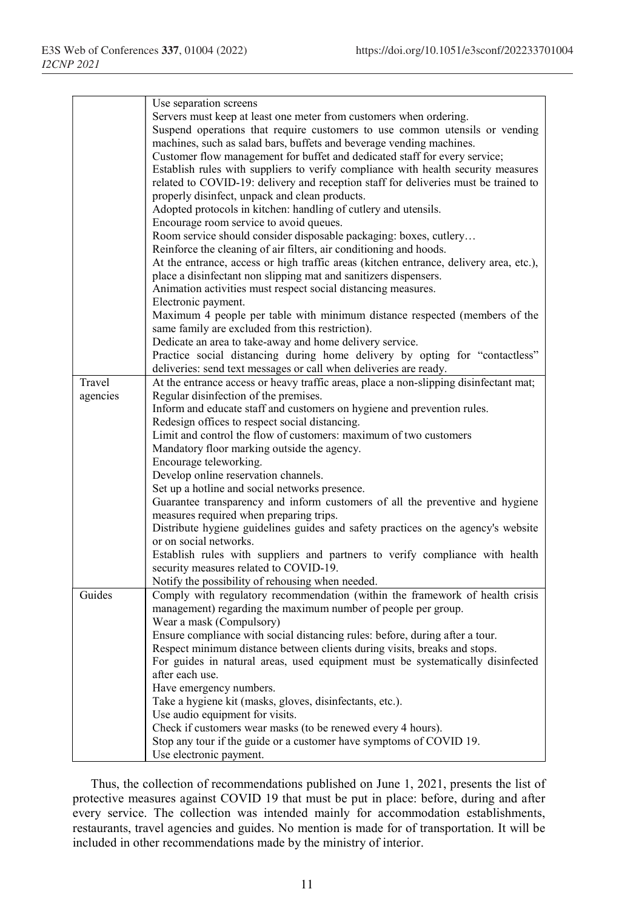| | |
|---|---|
| | Use separation screens<br>Servers must keep at least one meter from customers when ordering.<br>Suspend operations that require customers to use common utensils or vending machines, such as salad bars, buffets and beverage vending machines.<br>Customer flow management for buffet and dedicated staff for every service;<br>Establish rules with suppliers to verify compliance with health security measures related to COVID-19: delivery and reception staff for deliveries must be trained to properly disinfect, unpack and clean products.<br>Adopted protocols in kitchen: handling of cutlery and utensils.<br>Encourage room service to avoid queues.<br>Room service should consider disposable packaging: boxes, cutlery…<br>Reinforce the cleaning of air filters, air conditioning and hoods.<br>At the entrance, access or high traffic areas (kitchen entrance, delivery area, etc.), place a disinfectant non slipping mat and sanitizers dispensers.<br>Animation activities must respect social distancing measures.<br>Electronic payment.<br>Maximum 4 people per table with minimum distance respected (members of the same family are excluded from this restriction).<br>Dedicate an area to take-away and home delivery service.<br>Practice social distancing during home delivery by opting for "contactless" deliveries: send text messages or call when deliveries are ready. |
| Travel agencies | At the entrance access or heavy traffic areas, place a non-slipping disinfectant mat;<br>Regular disinfection of the premises.<br>Inform and educate staff and customers on hygiene and prevention rules.<br>Redesign offices to respect social distancing.<br>Limit and control the flow of customers: maximum of two customers<br>Mandatory floor marking outside the agency.<br>Encourage teleworking.<br>Develop online reservation channels.<br>Set up a hotline and social networks presence.<br>Guarantee transparency and inform customers of all the preventive and hygiene measures required when preparing trips.<br>Distribute hygiene guidelines guides and safety practices on the agency's website or on social networks.<br>Establish rules with suppliers and partners to verify compliance with health security measures related to COVID-19.<br>Notify the possibility of rehousing when needed. |
| Guides | Comply with regulatory recommendation (within the framework of health crisis management) regarding the maximum number of people per group.<br>Wear a mask (Compulsory)<br>Ensure compliance with social distancing rules: before, during after a tour.<br>Respect minimum distance between clients during visits, breaks and stops.<br>For guides in natural areas, used equipment must be systematically disinfected after each use.<br>Have emergency numbers.<br>Take a hygiene kit (masks, gloves, disinfectants, etc.).<br>Use audio equipment for visits.<br>Check if customers wear masks (to be renewed every 4 hours).<br>Stop any tour if the guide or a customer have symptoms of COVID 19.<br>Use electronic payment. |

Thus, the collection of recommendations published on June 1, 2021, presents the list of protective measures against COVID 19 that must be put in place: before, during and after every service. The collection was intended mainly for accommodation establishments, restaurants, travel agencies and guides. No mention is made for of transportation. It will be included in other recommendations made by the ministry of interior.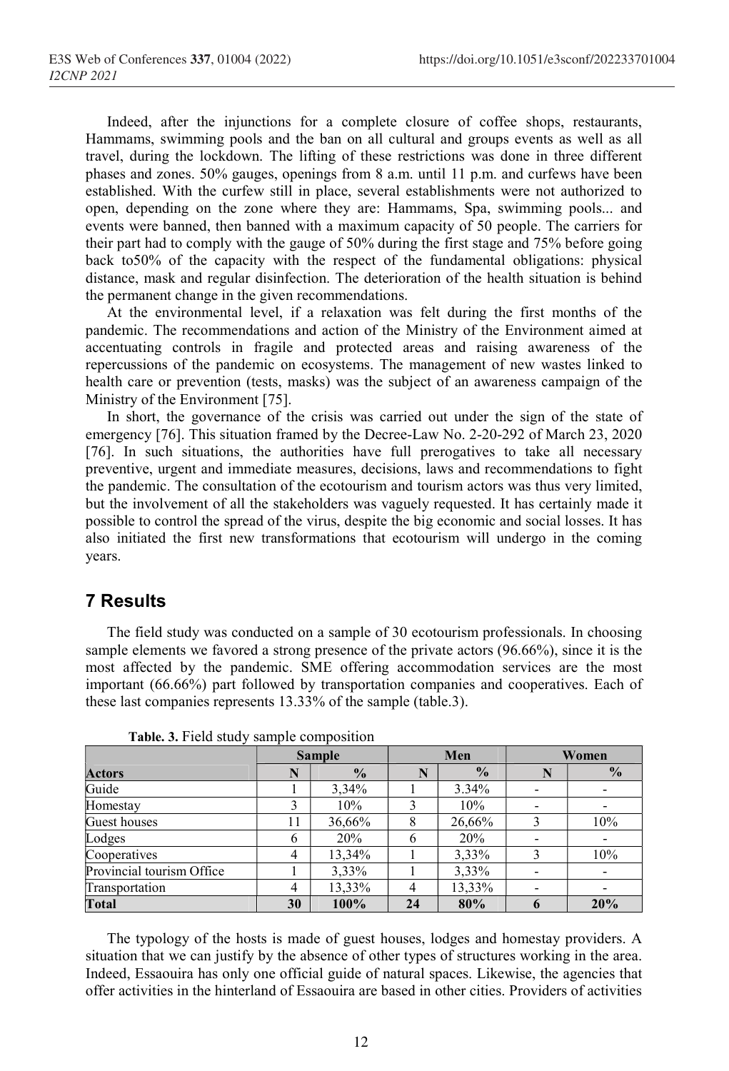Indeed, after the injunctions for a complete closure of coffee shops, restaurants, Hammams, swimming pools and the ban on all cultural and groups events as well as all travel, during the lockdown. The lifting of these restrictions was done in three different phases and zones. 50% gauges, openings from 8 a.m. until 11 p.m. and curfews have been established. With the curfew still in place, several establishments were not authorized to open, depending on the zone where they are: Hammams, Spa, swimming pools... and events were banned, then banned with a maximum capacity of 50 people. The carriers for their part had to comply with the gauge of 50% during the first stage and 75% before going back to50% of the capacity with the respect of the fundamental obligations: physical distance, mask and regular disinfection. The deterioration of the health situation is behind the permanent change in the given recommendations.

At the environmental level, if a relaxation was felt during the first months of the pandemic. The recommendations and action of the Ministry of the Environment aimed at accentuating controls in fragile and protected areas and raising awareness of the repercussions of the pandemic on ecosystems. The management of new wastes linked to health care or prevention (tests, masks) was the subject of an awareness campaign of the Ministry of the Environment [75].

In short, the governance of the crisis was carried out under the sign of the state of emergency [76]. This situation framed by the Decree-Law No. 2-20-292 of March 23, 2020 [76]. In such situations, the authorities have full prerogatives to take all necessary preventive, urgent and immediate measures, decisions, laws and recommendations to fight the pandemic. The consultation of the ecotourism and tourism actors was thus very limited, but the involvement of all the stakeholders was vaguely requested. It has certainly made it possible to control the spread of the virus, despite the big economic and social losses. It has also initiated the first new transformations that ecotourism will undergo in the coming years.

## 7 Results

The field study was conducted on a sample of 30 ecotourism professionals. In choosing sample elements we favored a strong presence of the private actors (96.66%), since it is the most affected by the pandemic. SME offering accommodation services are the most important (66.66%) part followed by transportation companies and cooperatives. Each of these last companies represents 13.33% of the sample (table.3).

**Table. 3.** Field study sample composition

| | Sample | | Men | | Women | |
|---|---|---|---|---|---|---|
| **Actors** | **N** | **%** | **N** | **%** | **N** | **%** |
| Guide | 1 | 3,34% | 1 | 3.34% | - | - |
| Homestay | 3 | 10% | 3 | 10% | - | - |
| Guest houses | 11 | 36,66% | 8 | 26,66% | 3 | 10% |
| Lodges | 6 | 20% | 6 | 20% | - | - |
| Cooperatives | 4 | 13,34% | 1 | 3,33% | 3 | 10% |
| Provincial tourism Office | 1 | 3,33% | 1 | 3,33% | - | - |
| Transportation | 4 | 13,33% | 4 | 13,33% | - | - |
| **Total** | **30** | **100%** | **24** | **80%** | **6** | **20%** |

The typology of the hosts is made of guest houses, lodges and homestay providers. A situation that we can justify by the absence of other types of structures working in the area. Indeed, Essaouira has only one official guide of natural spaces. Likewise, the agencies that offer activities in the hinterland of Essaouira are based in other cities. Providers of activities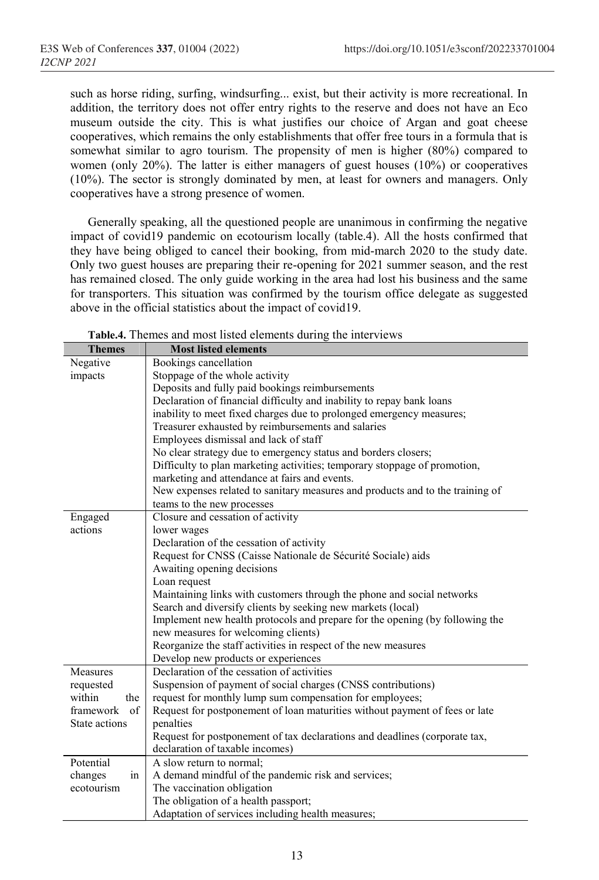such as horse riding, surfing, windsurfing... exist, but their activity is more recreational. In addition, the territory does not offer entry rights to the reserve and does not have an Eco museum outside the city. This is what justifies our choice of Argan and goat cheese cooperatives, which remains the only establishments that offer free tours in a formula that is somewhat similar to agro tourism. The propensity of men is higher (80%) compared to women (only 20%). The latter is either managers of guest houses (10%) or cooperatives (10%). The sector is strongly dominated by men, at least for owners and managers. Only cooperatives have a strong presence of women.

Generally speaking, all the questioned people are unanimous in confirming the negative impact of covid19 pandemic on ecotourism locally (table.4). All the hosts confirmed that they have being obliged to cancel their booking, from mid-march 2020 to the study date. Only two guest houses are preparing their re-opening for 2021 summer season, and the rest has remained closed. The only guide working in the area had lost his business and the same for transporters. This situation was confirmed by the tourism office delegate as suggested above in the official statistics about the impact of covid19.

**Table.4.** Themes and most listed elements during the interviews

| Themes | Most listed elements |
|---|---|
| Negative impacts | Bookings cancellation<br>Stoppage of the whole activity<br>Deposits and fully paid bookings reimbursements<br>Declaration of financial difficulty and inability to repay bank loans<br>inability to meet fixed charges due to prolonged emergency measures;<br>Treasurer exhausted by reimbursements and salaries<br>Employees dismissal and lack of staff<br>No clear strategy due to emergency status and borders closers;<br>Difficulty to plan marketing activities; temporary stoppage of promotion, marketing and attendance at fairs and events.<br>New expenses related to sanitary measures and products and to the training of teams to the new processes |
| Engaged actions | Closure and cessation of activity<br>lower wages<br>Declaration of the cessation of activity<br>Request for CNSS (Caisse Nationale de Sécurité Sociale) aids<br>Awaiting opening decisions<br>Loan request<br>Maintaining links with customers through the phone and social networks<br>Search and diversify clients by seeking new markets (local)<br>Implement new health protocols and prepare for the opening (by following the new measures for welcoming clients)<br>Reorganize the staff activities in respect of the new measures<br>Develop new products or experiences |
| Measures requested within the framework of State actions | Declaration of the cessation of activities<br>Suspension of payment of social charges (CNSS contributions)<br>request for monthly lump sum compensation for employees;<br>Request for postponement of loan maturities without payment of fees or late penalties<br>Request for postponement of tax declarations and deadlines (corporate tax, declaration of taxable incomes) |
| Potential changes in ecotourism | A slow return to normal;<br>A demand mindful of the pandemic risk and services;<br>The vaccination obligation<br>The obligation of a health passport;<br>Adaptation of services including health measures; |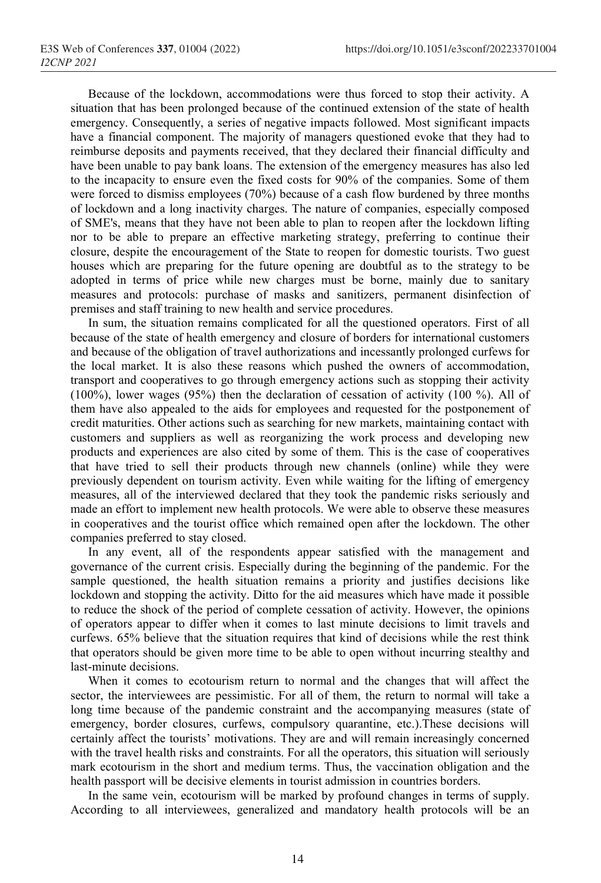Because of the lockdown, accommodations were thus forced to stop their activity. A situation that has been prolonged because of the continued extension of the state of health emergency. Consequently, a series of negative impacts followed. Most significant impacts have a financial component. The majority of managers questioned evoke that they had to reimburse deposits and payments received, that they declared their financial difficulty and have been unable to pay bank loans. The extension of the emergency measures has also led to the incapacity to ensure even the fixed costs for 90% of the companies. Some of them were forced to dismiss employees (70%) because of a cash flow burdened by three months of lockdown and a long inactivity charges. The nature of companies, especially composed of SME's, means that they have not been able to plan to reopen after the lockdown lifting nor to be able to prepare an effective marketing strategy, preferring to continue their closure, despite the encouragement of the State to reopen for domestic tourists. Two guest houses which are preparing for the future opening are doubtful as to the strategy to be adopted in terms of price while new charges must be borne, mainly due to sanitary measures and protocols: purchase of masks and sanitizers, permanent disinfection of premises and staff training to new health and service procedures.

In sum, the situation remains complicated for all the questioned operators. First of all because of the state of health emergency and closure of borders for international customers and because of the obligation of travel authorizations and incessantly prolonged curfews for the local market. It is also these reasons which pushed the owners of accommodation, transport and cooperatives to go through emergency actions such as stopping their activity (100%), lower wages (95%) then the declaration of cessation of activity (100 %). All of them have also appealed to the aids for employees and requested for the postponement of credit maturities. Other actions such as searching for new markets, maintaining contact with customers and suppliers as well as reorganizing the work process and developing new products and experiences are also cited by some of them. This is the case of cooperatives that have tried to sell their products through new channels (online) while they were previously dependent on tourism activity. Even while waiting for the lifting of emergency measures, all of the interviewed declared that they took the pandemic risks seriously and made an effort to implement new health protocols. We were able to observe these measures in cooperatives and the tourist office which remained open after the lockdown. The other companies preferred to stay closed.

In any event, all of the respondents appear satisfied with the management and governance of the current crisis. Especially during the beginning of the pandemic. For the sample questioned, the health situation remains a priority and justifies decisions like lockdown and stopping the activity. Ditto for the aid measures which have made it possible to reduce the shock of the period of complete cessation of activity. However, the opinions of operators appear to differ when it comes to last minute decisions to limit travels and curfews. 65% believe that the situation requires that kind of decisions while the rest think that operators should be given more time to be able to open without incurring stealthy and last-minute decisions.

When it comes to ecotourism return to normal and the changes that will affect the sector, the interviewees are pessimistic. For all of them, the return to normal will take a long time because of the pandemic constraint and the accompanying measures (state of emergency, border closures, curfews, compulsory quarantine, etc.).These decisions will certainly affect the tourists' motivations. They are and will remain increasingly concerned with the travel health risks and constraints. For all the operators, this situation will seriously mark ecotourism in the short and medium terms. Thus, the vaccination obligation and the health passport will be decisive elements in tourist admission in countries borders.

In the same vein, ecotourism will be marked by profound changes in terms of supply. According to all interviewees, generalized and mandatory health protocols will be an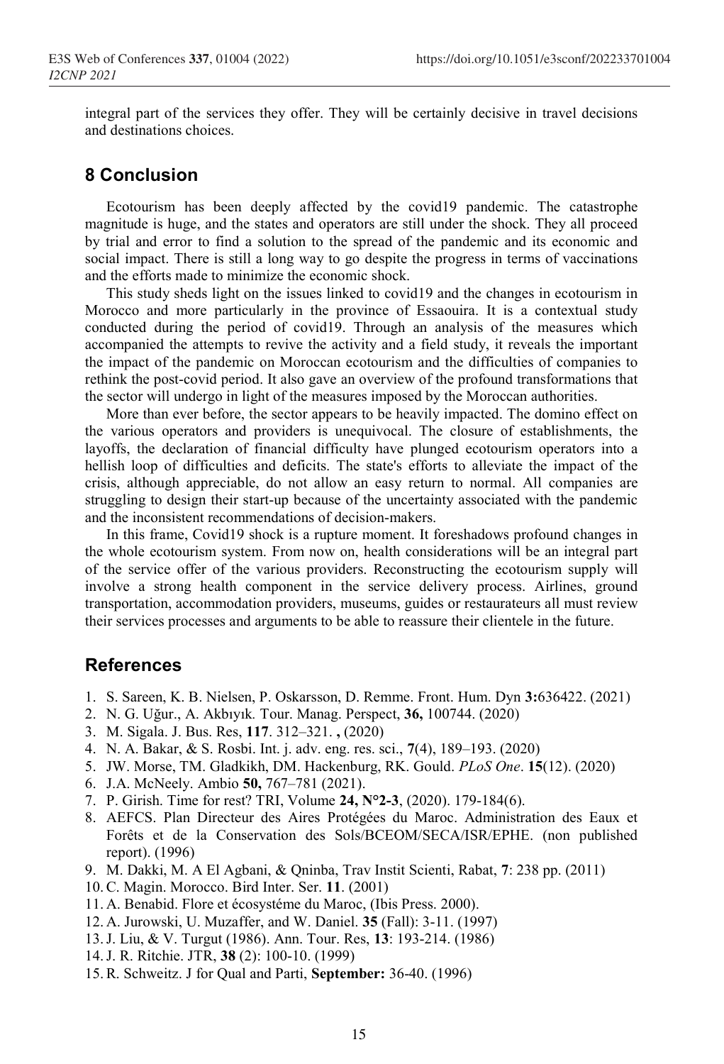integral part of the services they offer. They will be certainly decisive in travel decisions and destinations choices.

## 8 Conclusion

Ecotourism has been deeply affected by the covid19 pandemic. The catastrophe magnitude is huge, and the states and operators are still under the shock. They all proceed by trial and error to find a solution to the spread of the pandemic and its economic and social impact. There is still a long way to go despite the progress in terms of vaccinations and the efforts made to minimize the economic shock.

This study sheds light on the issues linked to covid19 and the changes in ecotourism in Morocco and more particularly in the province of Essaouira. It is a contextual study conducted during the period of covid19. Through an analysis of the measures which accompanied the attempts to revive the activity and a field study, it reveals the important the impact of the pandemic on Moroccan ecotourism and the difficulties of companies to rethink the post-covid period. It also gave an overview of the profound transformations that the sector will undergo in light of the measures imposed by the Moroccan authorities.

More than ever before, the sector appears to be heavily impacted. The domino effect on the various operators and providers is unequivocal. The closure of establishments, the layoffs, the declaration of financial difficulty have plunged ecotourism operators into a hellish loop of difficulties and deficits. The state's efforts to alleviate the impact of the crisis, although appreciable, do not allow an easy return to normal. All companies are struggling to design their start-up because of the uncertainty associated with the pandemic and the inconsistent recommendations of decision-makers.

In this frame, Covid19 shock is a rupture moment. It foreshadows profound changes in the whole ecotourism system. From now on, health considerations will be an integral part of the service offer of the various providers. Reconstructing the ecotourism supply will involve a strong health component in the service delivery process. Airlines, ground transportation, accommodation providers, museums, guides or restaurateurs all must review their services processes and arguments to be able to reassure their clientele in the future.

## References

1. S. Sareen, K. B. Nielsen, P. Oskarsson, D. Remme. Front. Hum. Dyn **3:**636422. (2021)
2. N. G. Uğur., A. Akbıyık. Tour. Manag. Perspect, **36,** 100744. (2020)
3. M. Sigala. J. Bus. Res, **117**. 312–321. **,** (2020)
4. N. A. Bakar, & S. Rosbi. Int. j. adv. eng. res. sci., **7**(4), 189–193. (2020)
5. JW. Morse, TM. Gladkikh, DM. Hackenburg, RK. Gould. *PLoS One*. **15**(12). (2020)
6. J.A. McNeely. Ambio **50,** 767–781 (2021).
7. P. Girish. Time for rest? TRI, Volume **24, N°2-3**, (2020). 179-184(6).
8. AEFCS. Plan Directeur des Aires Protégées du Maroc. Administration des Eaux et Forêts et de la Conservation des Sols/BCEOM/SECA/ISR/EPHE. (non published report). (1996)
9. M. Dakki, M. A El Agbani, & Qninba, Trav Instit Scienti, Rabat, **7**: 238 pp. (2011)
10. C. Magin. Morocco. Bird Inter. Ser. **11**. (2001)
11. A. Benabid. Flore et écosystéme du Maroc, (Ibis Press. 2000).
12. A. Jurowski, U. Muzaffer, and W. Daniel. **35** (Fall): 3-11. (1997)
13. J. Liu, & V. Turgut (1986). Ann. Tour. Res, **13**: 193-214. (1986)
14. J. R. Ritchie. JTR, **38** (2): 100-10. (1999)
15. R. Schweitz. J for Qual and Parti, **September:** 36-40. (1996)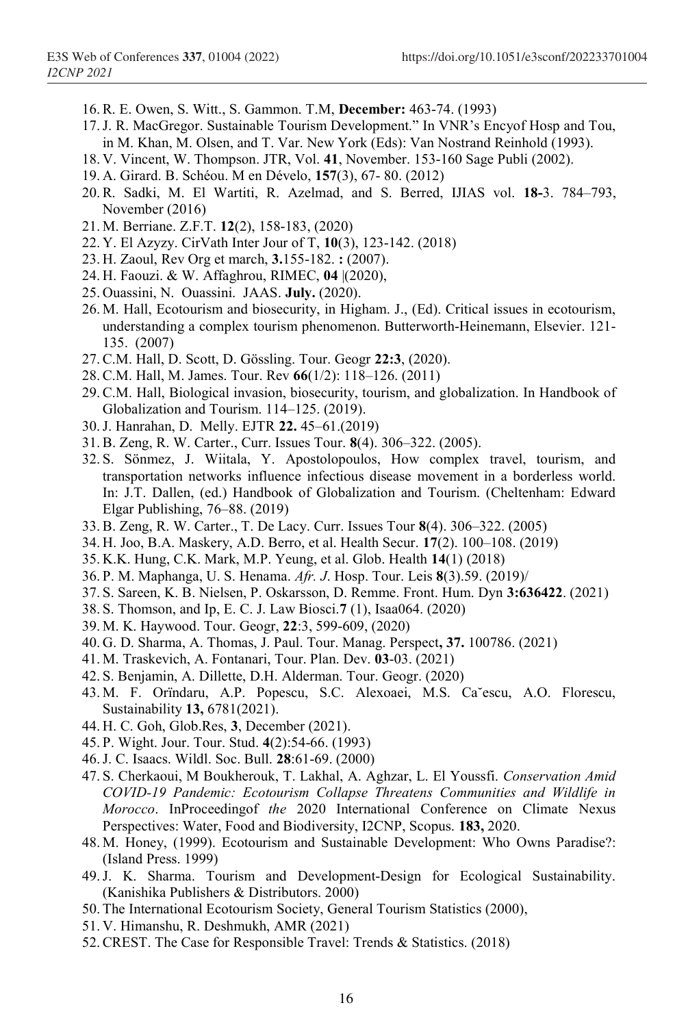16. R. E. Owen, S. Witt., S. Gammon. T.M, **December:** 463-74. (1993)
17. J. R. MacGregor. Sustainable Tourism Development." In VNR's Encyof Hosp and Tou, in M. Khan, M. Olsen, and T. Var. New York (Eds): Van Nostrand Reinhold (1993).
18. V. Vincent, W. Thompson. JTR, Vol. **41**, November. 153-160 Sage Publi (2002).
19. A. Girard. B. Schéou. M en Dévelo, **157**(3), 67- 80. (2012)
20. R. Sadki, M. El Wartiti, R. Azelmad, and S. Berred, IJIAS vol. **18-**3. 784–793, November (2016)
21. M. Berriane. Z.F.T. **12**(2), 158-183, (2020)
22. Y. El Azyzy. CirVath Inter Jour of T, **10**(3), 123-142. (2018)
23. H. Zaoul, Rev Org et march, **3.**155-182. **:** (2007).
24. H. Faouzi. & W. Affaghrou, RIMEC, **04** |(2020),
25. Ouassini, N. Ouassini. JAAS. **July.** (2020).
26. M. Hall, Ecotourism and biosecurity, in Higham. J., (Ed). Critical issues in ecotourism, understanding a complex tourism phenomenon. Butterworth-Heinemann, Elsevier. 121-135. (2007)
27. C.M. Hall, D. Scott, D. Gössling. Tour. Geogr **22:3**, (2020).
28. C.M. Hall, M. James. Tour. Rev **66**(1/2): 118–126. (2011)
29. C.M. Hall, Biological invasion, biosecurity, tourism, and globalization. In Handbook of Globalization and Tourism. 114–125. (2019).
30. J. Hanrahan, D. Melly. EJTR **22.** 45–61.(2019)
31. B. Zeng, R. W. Carter., Curr. Issues Tour. **8**(4). 306–322. (2005).
32. S. Sönmez, J. Wiitala, Y. Apostolopoulos, How complex travel, tourism, and transportation networks influence infectious disease movement in a borderless world. In: J.T. Dallen, (ed.) Handbook of Globalization and Tourism. (Cheltenham: Edward Elgar Publishing, 76–88. (2019)
33. B. Zeng, R. W. Carter., T. De Lacy. Curr. Issues Tour **8**(4). 306–322. (2005)
34. H. Joo, B.A. Maskery, A.D. Berro, et al. Health Secur. **17**(2). 100–108. (2019)
35. K.K. Hung, C.K. Mark, M.P. Yeung, et al. Glob. Health **14**(1) (2018)
36. P. M. Maphanga, U. S. Henama. *Afr. J*. Hosp. Tour. Leis **8**(3).59. (2019)/
37. S. Sareen, K. B. Nielsen, P. Oskarsson, D. Remme. Front. Hum. Dyn **3:636422**. (2021)
38. S. Thomson, and Ip, E. C. J. Law Biosci.**7** (1), Isaa064. (2020)
39. M. K. Haywood. Tour. Geogr, **22**:3, 599-609, (2020)
40. G. D. Sharma, A. Thomas, J. Paul. Tour. Manag. Perspect**, 37.** 100786. (2021)
41. M. Traskevich, A. Fontanari, Tour. Plan. Dev. **03**-03. (2021)
42. S. Benjamin, A. Dillette, D.H. Alderman. Tour. Geogr. (2020)
43. M. F. Orïndaru, A.P. Popescu, S.C. Alexoaei, M.S. Ca˘escu, A.O. Florescu, Sustainability **13,** 6781(2021).
44. H. C. Goh, Glob.Res, **3**, December (2021).
45. P. Wight. Jour. Tour. Stud. **4**(2):54-66. (1993)
46. J. C. Isaacs. Wildl. Soc. Bull. **28**:61-69. (2000)
47. S. Cherkaoui, M Boukherouk, T. Lakhal, A. Aghzar, L. El Youssfi. *Conservation Amid COVID-19 Pandemic: Ecotourism Collapse Threatens Communities and Wildlife in Morocco*. InProceedingof *the* 2020 International Conference on Climate Nexus Perspectives: Water, Food and Biodiversity, I2CNP, Scopus. **183,** 2020.
48. M. Honey, (1999). Ecotourism and Sustainable Development: Who Owns Paradise?: (Island Press. 1999)
49. J. K. Sharma. Tourism and Development-Design for Ecological Sustainability. (Kanishika Publishers & Distributors. 2000)
50. The International Ecotourism Society, General Tourism Statistics (2000),
51. V. Himanshu, R. Deshmukh, AMR (2021)
52. CREST. The Case for Responsible Travel: Trends & Statistics. (2018)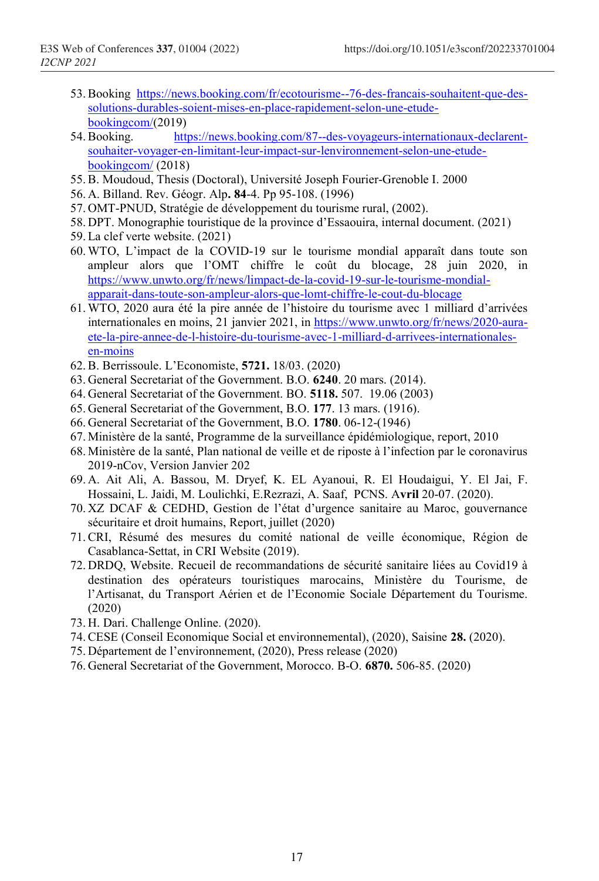53. Booking https://news.booking.com/fr/ecotourisme--76-des-francais-souhaitent-que-des-solutions-durables-soient-mises-en-place-rapidement-selon-une-etude-bookingcom/(2019)
54. Booking. https://news.booking.com/87--des-voyageurs-internationaux-declarent-souhaiter-voyager-en-limitant-leur-impact-sur-lenvironnement-selon-une-etude-bookingcom/ (2018)
55. B. Moudoud, Thesis (Doctoral), Université Joseph Fourier-Grenoble I. 2000
56. A. Billand. Rev. Géogr. Alp**. 84**-4. Pp 95-108. (1996)
57. OMT-PNUD, Stratégie de développement du tourisme rural, (2002).
58. DPT. Monographie touristique de la province d'Essaouira, internal document. (2021)
59. La clef verte website. (2021)
60. WTO, L'impact de la COVID-19 sur le tourisme mondial apparaît dans toute son ampleur alors que l'OMT chiffre le coût du blocage, 28 juin 2020, in https://www.unwto.org/fr/news/limpact-de-la-covid-19-sur-le-tourisme-mondial-apparait-dans-toute-son-ampleur-alors-que-lomt-chiffre-le-cout-du-blocage
61. WTO, 2020 aura été la pire année de l'histoire du tourisme avec 1 milliard d'arrivées internationales en moins, 21 janvier 2021, in https://www.unwto.org/fr/news/2020-aura-ete-la-pire-annee-de-l-histoire-du-tourisme-avec-1-milliard-d-arrivees-internationales-en-moins
62. B. Berrissoule. L'Economiste, **5721.** 18/03. (2020)
63. General Secretariat of the Government. B.O. **6240**. 20 mars. (2014).
64. General Secretariat of the Government. BO. **5118.** 507. 19.06 (2003)
65. General Secretariat of the Government, B.O. **177**. 13 mars. (1916).
66. General Secretariat of the Government, B.O. **1780**. 06-12-(1946)
67. Ministère de la santé, Programme de la surveillance épidémiologique, report, 2010
68. Ministère de la santé, Plan national de veille et de riposte à l'infection par le coronavirus 2019-nCov, Version Janvier 202
69. A. Ait Ali, A. Bassou, M. Dryef, K. EL Ayanoui, R. El Houdaigui, Y. El Jai, F. Hossaini, L. Jaidi, M. Loulichki, E.Rezrazi, A. Saaf, PCNS. A**vril** 20-07. (2020).
70. XZ DCAF & CEDHD, Gestion de l'état d'urgence sanitaire au Maroc, gouvernance sécuritaire et droit humains, Report, juillet (2020)
71. CRI, Résumé des mesures du comité national de veille économique, Région de Casablanca-Settat, in CRI Website (2019).
72. DRDQ, Website. Recueil de recommandations de sécurité sanitaire liées au Covid19 à destination des opérateurs touristiques marocains, Ministère du Tourisme, de l'Artisanat, du Transport Aérien et de l'Economie Sociale Département du Tourisme. (2020)
73. H. Dari. Challenge Online. (2020).
74. CESE (Conseil Economique Social et environnemental), (2020), Saisine **28.** (2020).
75. Département de l'environnement, (2020), Press release (2020)
76. General Secretariat of the Government, Morocco. B-O. **6870.** 506-85. (2020)